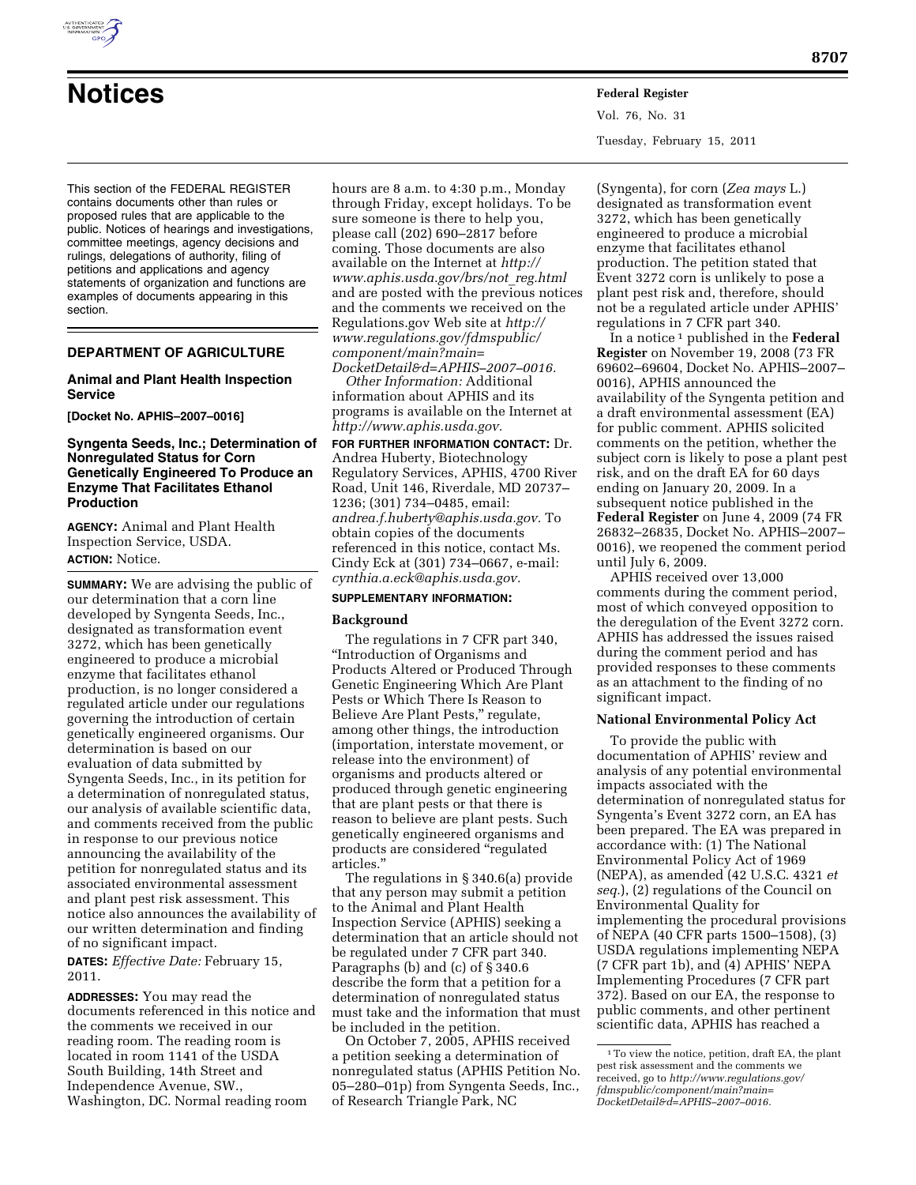# Notices

This section of the FEDERAL REGISTER contains documents other than rules or proposed rules that are applicable to the public. Notices of hearings and investigations, committee meetings, agency decisions and rulings, delegations of authority, filing of petitions and applications and agency statements of organization and functions are examples of documents appearing in this section.

## DEPARTMENT OF AGRICULTURE

### Animal and Plant Health Inspection Service

**[Docket No. APHIS–2007–0016]**

### Syngenta Seeds, Inc.; Determination of Nonregulated Status for Corn Genetically Engineered To Produce an Enzyme That Facilitates Ethanol Production

**AGENCY:** Animal and Plant Health Inspection Service, USDA.

**ACTION:** Notice.

**SUMMARY:** We are advising the public of our determination that a corn line developed by Syngenta Seeds, Inc., designated as transformation event 3272, which has been genetically engineered to produce a microbial enzyme that facilitates ethanol production, is no longer considered a regulated article under our regulations governing the introduction of certain genetically engineered organisms. Our determination is based on our evaluation of data submitted by Syngenta Seeds, Inc., in its petition for a determination of nonregulated status, our analysis of available scientific data, and comments received from the public in response to our previous notice announcing the availability of the petition for nonregulated status and its associated environmental assessment and plant pest risk assessment. This notice also announces the availability of our written determination and finding of no significant impact.

**DATES:** *Effective Date:* February 15, 2011.

**ADDRESSES:** You may read the documents referenced in this notice and the comments we received in our reading room. The reading room is located in room 1141 of the USDA South Building, 14th Street and Independence Avenue, SW., Washington, DC. Normal reading room hours are 8 a.m. to 4:30 p.m., Monday through Friday, except holidays. To be sure someone is there to help you, please call (202) 690–2817 before coming. Those documents are also available on the Internet at *http://www.aphis.usda.gov/brs/not_reg.html* and are posted with the previous notices and the comments we received on the Regulations.gov Web site at *http://www.regulations.gov/fdmspublic/component/main?main=DocketDetail&d=APHIS–2007–0016.*

*Other Information:* Additional information about APHIS and its programs is available on the Internet at *http://www.aphis.usda.gov.*

**FOR FURTHER INFORMATION CONTACT:** Dr. Andrea Huberty, Biotechnology Regulatory Services, APHIS, 4700 River Road, Unit 146, Riverdale, MD 20737–1236; (301) 734–0485, email: *andrea.f.huberty@aphis.usda.gov.* To obtain copies of the documents referenced in this notice, contact Ms. Cindy Eck at (301) 734–0667, e-mail: *cynthia.a.eck@aphis.usda.gov.*

**SUPPLEMENTARY INFORMATION:**

#### Background

The regulations in 7 CFR part 340, "Introduction of Organisms and Products Altered or Produced Through Genetic Engineering Which Are Plant Pests or Which There Is Reason to Believe Are Plant Pests," regulate, among other things, the introduction (importation, interstate movement, or release into the environment) of organisms and products altered or produced through genetic engineering that are plant pests or that there is reason to believe are plant pests. Such genetically engineered organisms and products are considered "regulated articles."

The regulations in § 340.6(a) provide that any person may submit a petition to the Animal and Plant Health Inspection Service (APHIS) seeking a determination that an article should not be regulated under 7 CFR part 340. Paragraphs (b) and (c) of § 340.6 describe the form that a petition for a determination of nonregulated status must take and the information that must be included in the petition.

On October 7, 2005, APHIS received a petition seeking a determination of nonregulated status (APHIS Petition No. 05–280–01p) from Syngenta Seeds, Inc., of Research Triangle Park, NC (Syngenta), for corn (*Zea mays* L.) designated as transformation event 3272, which has been genetically engineered to produce a microbial enzyme that facilitates ethanol production. The petition stated that Event 3272 corn is unlikely to pose a plant pest risk and, therefore, should not be a regulated article under APHIS' regulations in 7 CFR part 340.

In a notice [1] published in the **Federal Register** on November 19, 2008 (73 FR 69602–69604, Docket No. APHIS–2007–0016), APHIS announced the availability of the Syngenta petition and a draft environmental assessment (EA) for public comment. APHIS solicited comments on the petition, whether the subject corn is likely to pose a plant pest risk, and on the draft EA for 60 days ending on January 20, 2009. In a subsequent notice published in the **Federal Register** on June 4, 2009 (74 FR 26832–26835, Docket No. APHIS–2007–0016), we reopened the comment period until July 6, 2009.

APHIS received over 13,000 comments during the comment period, most of which conveyed opposition to the deregulation of the Event 3272 corn. APHIS has addressed the issues raised during the comment period and has provided responses to these comments as an attachment to the finding of no significant impact.

#### National Environmental Policy Act

To provide the public with documentation of APHIS' review and analysis of any potential environmental impacts associated with the determination of nonregulated status for Syngenta's Event 3272 corn, an EA has been prepared. The EA was prepared in accordance with: (1) The National Environmental Policy Act of 1969 (NEPA), as amended (42 U.S.C. 4321 *et seq.*), (2) regulations of the Council on Environmental Quality for implementing the procedural provisions of NEPA (40 CFR parts 1500–1508), (3) USDA regulations implementing NEPA (7 CFR part 1b), and (4) APHIS' NEPA Implementing Procedures (7 CFR part 372). Based on our EA, the response to public comments, and other pertinent scientific data, APHIS has reached a

[1] To view the notice, petition, draft EA, the plant pest risk assessment and the comments we received, go to *http://www.regulations.gov/fdmspublic/component/main?main=DocketDetail&d=APHIS–2007–0016.*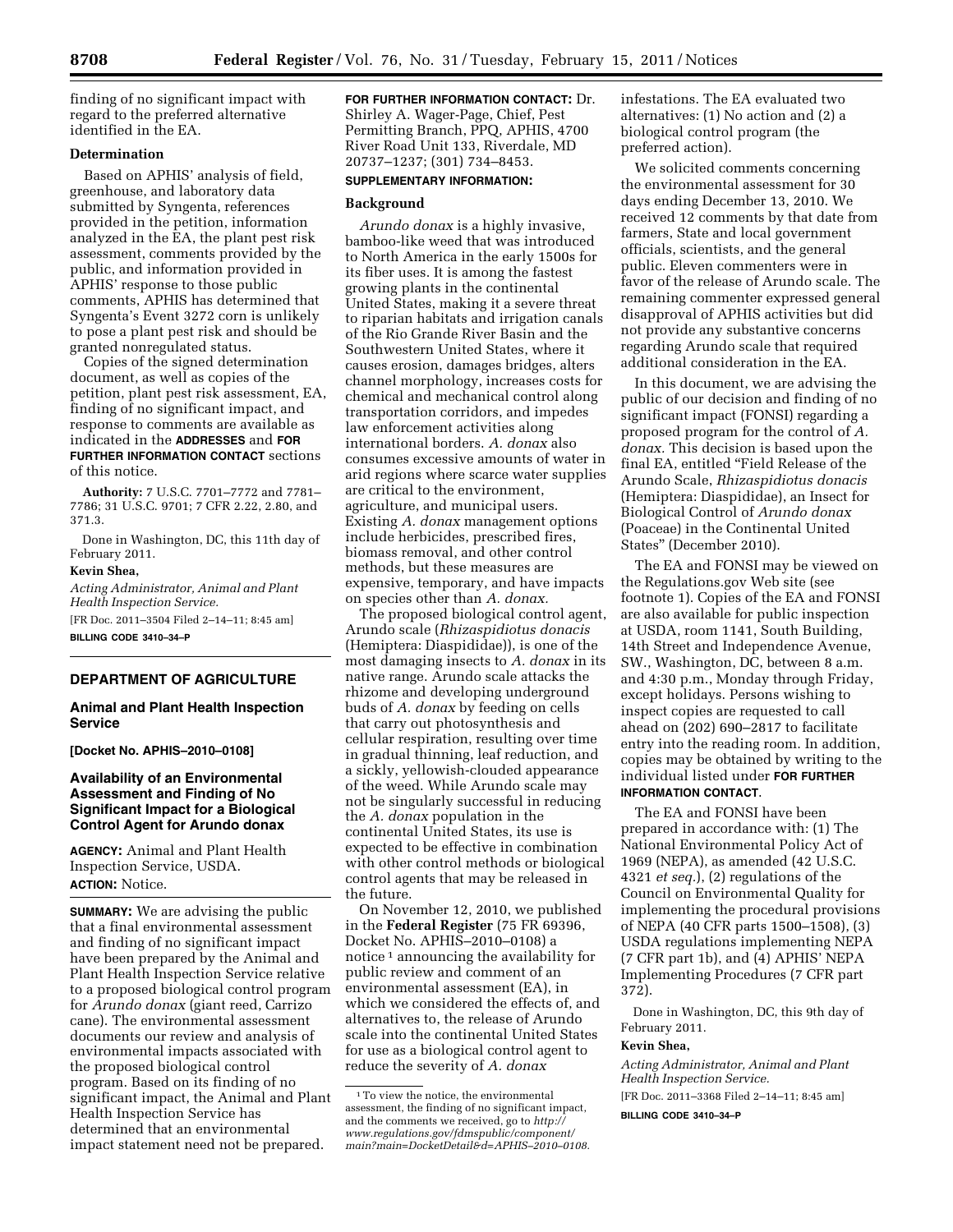finding of no significant impact with regard to the preferred alternative identified in the EA.

### Determination

Based on APHIS' analysis of field, greenhouse, and laboratory data submitted by Syngenta, references provided in the petition, information analyzed in the EA, the plant pest risk assessment, comments provided by the public, and information provided in APHIS' response to those public comments, APHIS has determined that Syngenta's Event 3272 corn is unlikely to pose a plant pest risk and should be granted nonregulated status.

Copies of the signed determination document, as well as copies of the petition, plant pest risk assessment, EA, finding of no significant impact, and response to comments are available as indicated in the **ADDRESSES** and **FOR FURTHER INFORMATION CONTACT** sections of this notice.

**Authority:** 7 U.S.C. 7701–7772 and 7781–7786; 31 U.S.C. 9701; 7 CFR 2.22, 2.80, and 371.3.

Done in Washington, DC, this 11th day of February 2011.

**Kevin Shea,**

*Acting Administrator, Animal and Plant Health Inspection Service.*

[FR Doc. 2011–3504 Filed 2–14–11; 8:45 am]

**BILLING CODE 3410–34–P**

---

## DEPARTMENT OF AGRICULTURE

### Animal and Plant Health Inspection Service

**[Docket No. APHIS–2010–0108]**

### Availability of an Environmental Assessment and Finding of No Significant Impact for a Biological Control Agent for Arundo donax

**AGENCY:** Animal and Plant Health Inspection Service, USDA.

**ACTION:** Notice.

**SUMMARY:** We are advising the public that a final environmental assessment and finding of no significant impact have been prepared by the Animal and Plant Health Inspection Service relative to a proposed biological control program for *Arundo donax* (giant reed, Carrizo cane). The environmental assessment documents our review and analysis of environmental impacts associated with the proposed biological control program. Based on its finding of no significant impact, the Animal and Plant Health Inspection Service has determined that an environmental impact statement need not be prepared.

**FOR FURTHER INFORMATION CONTACT:** Dr. Shirley A. Wager-Page, Chief, Pest Permitting Branch, PPQ, APHIS, 4700 River Road Unit 133, Riverdale, MD 20737–1237; (301) 734–8453.

**SUPPLEMENTARY INFORMATION:**

### Background

*Arundo donax* is a highly invasive, bamboo-like weed that was introduced to North America in the early 1500s for its fiber uses. It is among the fastest growing plants in the continental United States, making it a severe threat to riparian habitats and irrigation canals of the Rio Grande River Basin and the Southwestern United States, where it causes erosion, damages bridges, alters channel morphology, increases costs for chemical and mechanical control along transportation corridors, and impedes law enforcement activities along international borders. *A. donax* also consumes excessive amounts of water in arid regions where scarce water supplies are critical to the environment, agriculture, and municipal users. Existing *A. donax* management options include herbicides, prescribed fires, biomass removal, and other control methods, but these measures are expensive, temporary, and have impacts on species other than *A. donax.*

The proposed biological control agent, Arundo scale (*Rhizaspidiotus donacis* (Hemiptera: Diaspididae)), is one of the most damaging insects to *A. donax* in its native range. Arundo scale attacks the rhizome and developing underground buds of *A. donax* by feeding on cells that carry out photosynthesis and cellular respiration, resulting over time in gradual thinning, leaf reduction, and a sickly, yellowish-clouded appearance of the weed. While Arundo scale may not be singularly successful in reducing the *A. donax* population in the continental United States, its use is expected to be effective in combination with other control methods or biological control agents that may be released in the future.

On November 12, 2010, we published in the **Federal Register** (75 FR 69396, Docket No. APHIS–2010–0108) a notice [1] announcing the availability for public review and comment of an environmental assessment (EA), in which we considered the effects of, and alternatives to, the release of Arundo scale into the continental United States for use as a biological control agent to reduce the severity of *A. donax* infestations. The EA evaluated two alternatives: (1) No action and (2) a biological control program (the preferred action).

We solicited comments concerning the environmental assessment for 30 days ending December 13, 2010. We received 12 comments by that date from farmers, State and local government officials, scientists, and the general public. Eleven commenters were in favor of the release of Arundo scale. The remaining commenter expressed general disapproval of APHIS activities but did not provide any substantive concerns regarding Arundo scale that required additional consideration in the EA.

In this document, we are advising the public of our decision and finding of no significant impact (FONSI) regarding a proposed program for the control of *A. donax.* This decision is based upon the final EA, entitled "Field Release of the Arundo Scale, *Rhizaspidiotus donacis* (Hemiptera: Diaspididae), an Insect for Biological Control of *Arundo donax* (Poaceae) in the Continental United States" (December 2010).

The EA and FONSI may be viewed on the Regulations.gov Web site (see footnote 1). Copies of the EA and FONSI are also available for public inspection at USDA, room 1141, South Building, 14th Street and Independence Avenue, SW., Washington, DC, between 8 a.m. and 4:30 p.m., Monday through Friday, except holidays. Persons wishing to inspect copies are requested to call ahead on (202) 690–2817 to facilitate entry into the reading room. In addition, copies may be obtained by writing to the individual listed under **FOR FURTHER INFORMATION CONTACT**.

The EA and FONSI have been prepared in accordance with: (1) The National Environmental Policy Act of 1969 (NEPA), as amended (42 U.S.C. 4321 *et seq.*), (2) regulations of the Council on Environmental Quality for implementing the procedural provisions of NEPA (40 CFR parts 1500–1508), (3) USDA regulations implementing NEPA (7 CFR part 1b), and (4) APHIS' NEPA Implementing Procedures (7 CFR part 372).

Done in Washington, DC, this 9th day of February 2011.

**Kevin Shea,**

*Acting Administrator, Animal and Plant Health Inspection Service.*

[FR Doc. 2011–3368 Filed 2–14–11; 8:45 am]

**BILLING CODE 3410–34–P**

---

[1] To view the notice, the environmental assessment, the finding of no significant impact, and the comments we received, go to *http://www.regulations.gov/fdmspublic/component/main?main=DocketDetail&d=APHIS–2010–0108.*